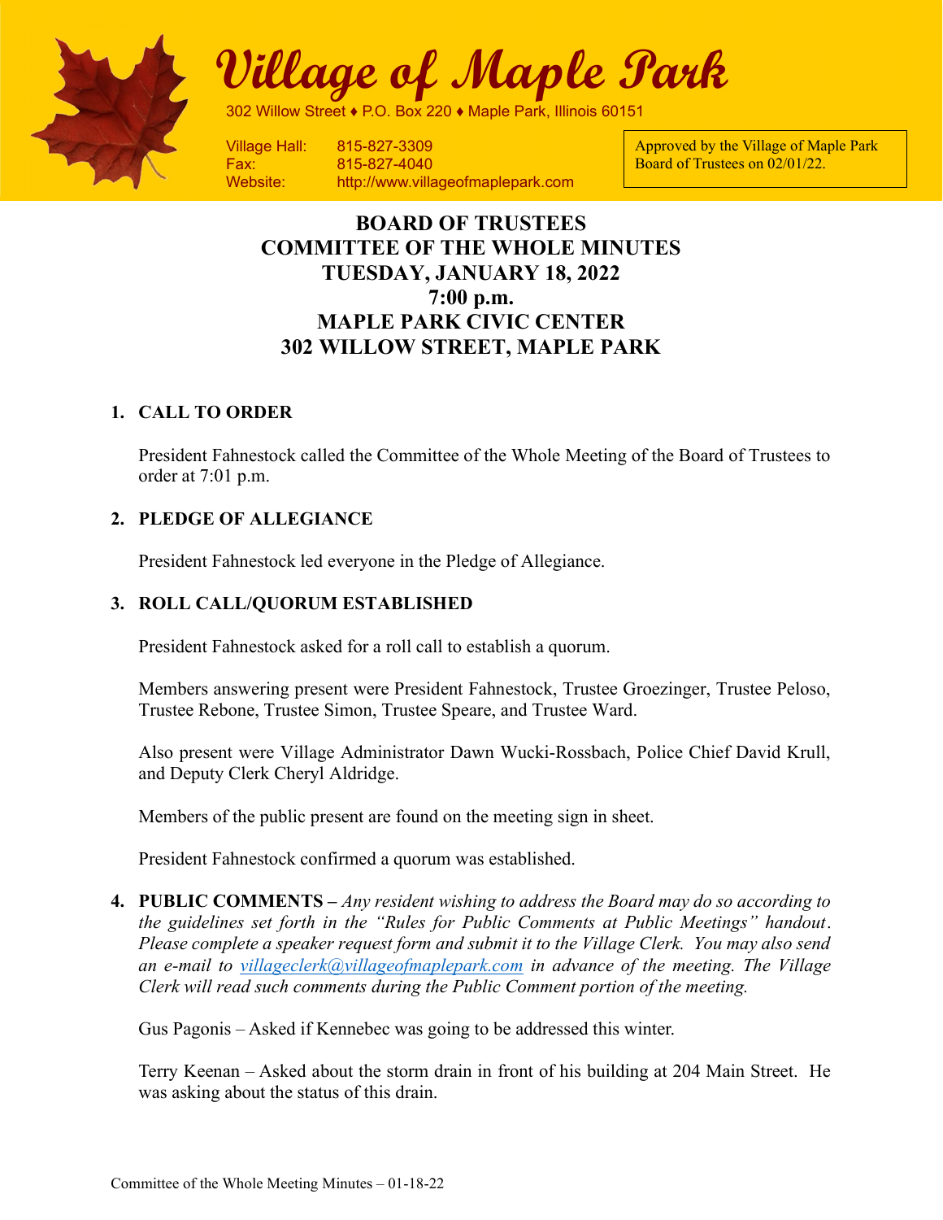# Village of Maple Park

302 Willow Street ♦ P.O. Box 220 ♦ Maple Park, Illinois 60151

Village Hall: 815-827-3309
Fax: 815-827-4040
Website: http://www.villageofmaplepark.com

Approved by the Village of Maple Park Board of Trustees on 02/01/22.

## BOARD OF TRUSTEES
## COMMITTEE OF THE WHOLE MINUTES
## TUESDAY, JANUARY 18, 2022
## 7:00 p.m.
## MAPLE PARK CIVIC CENTER
## 302 WILLOW STREET, MAPLE PARK

1. **CALL TO ORDER**

   President Fahnestock called the Committee of the Whole Meeting of the Board of Trustees to order at 7:01 p.m.

2. **PLEDGE OF ALLEGIANCE**

   President Fahnestock led everyone in the Pledge of Allegiance.

3. **ROLL CALL/QUORUM ESTABLISHED**

   President Fahnestock asked for a roll call to establish a quorum.

   Members answering present were President Fahnestock, Trustee Groezinger, Trustee Peloso, Trustee Rebone, Trustee Simon, Trustee Speare, and Trustee Ward.

   Also present were Village Administrator Dawn Wucki-Rossbach, Police Chief David Krull, and Deputy Clerk Cheryl Aldridge.

   Members of the public present are found on the meeting sign in sheet.

   President Fahnestock confirmed a quorum was established.

4. **PUBLIC COMMENTS –** *Any resident wishing to address the Board may do so according to the guidelines set forth in the "Rules for Public Comments at Public Meetings" handout. Please complete a speaker request form and submit it to the Village Clerk. You may also send an e-mail to villageclerk@villageofmaplepark.com in advance of the meeting. The Village Clerk will read such comments during the Public Comment portion of the meeting.*

   Gus Pagonis – Asked if Kennebec was going to be addressed this winter.

   Terry Keenan – Asked about the storm drain in front of his building at 204 Main Street. He was asking about the status of this drain.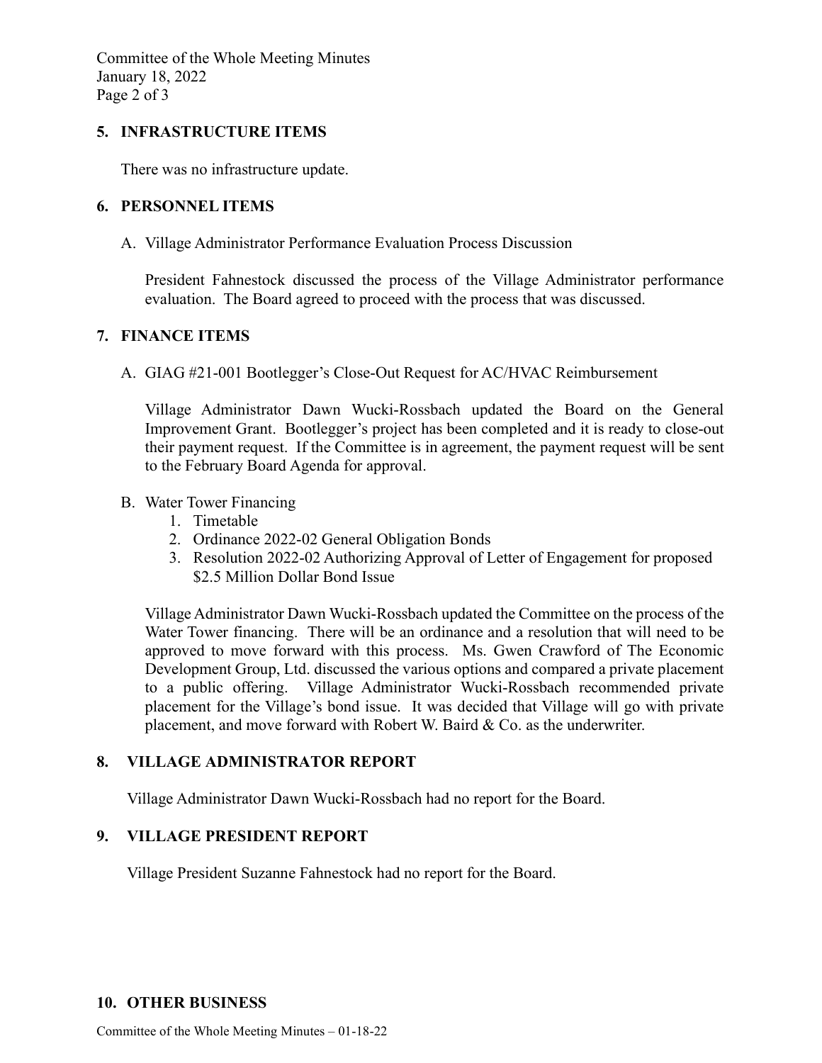## 5. INFRASTRUCTURE ITEMS

There was no infrastructure update.

## 6. PERSONNEL ITEMS

A. Village Administrator Performance Evaluation Process Discussion

President Fahnestock discussed the process of the Village Administrator performance evaluation. The Board agreed to proceed with the process that was discussed.

## 7. FINANCE ITEMS

A. GIAG #21-001 Bootlegger's Close-Out Request for AC/HVAC Reimbursement

Village Administrator Dawn Wucki-Rossbach updated the Board on the General Improvement Grant. Bootlegger's project has been completed and it is ready to close-out their payment request. If the Committee is in agreement, the payment request will be sent to the February Board Agenda for approval.

B. Water Tower Financing
   1. Timetable
   2. Ordinance 2022-02 General Obligation Bonds
   3. Resolution 2022-02 Authorizing Approval of Letter of Engagement for proposed $2.5 Million Dollar Bond Issue

Village Administrator Dawn Wucki-Rossbach updated the Committee on the process of the Water Tower financing. There will be an ordinance and a resolution that will need to be approved to move forward with this process. Ms. Gwen Crawford of The Economic Development Group, Ltd. discussed the various options and compared a private placement to a public offering. Village Administrator Wucki-Rossbach recommended private placement for the Village's bond issue. It was decided that Village will go with private placement, and move forward with Robert W. Baird & Co. as the underwriter.

## 8. VILLAGE ADMINISTRATOR REPORT

Village Administrator Dawn Wucki-Rossbach had no report for the Board.

## 9. VILLAGE PRESIDENT REPORT

Village President Suzanne Fahnestock had no report for the Board.

## 10. OTHER BUSINESS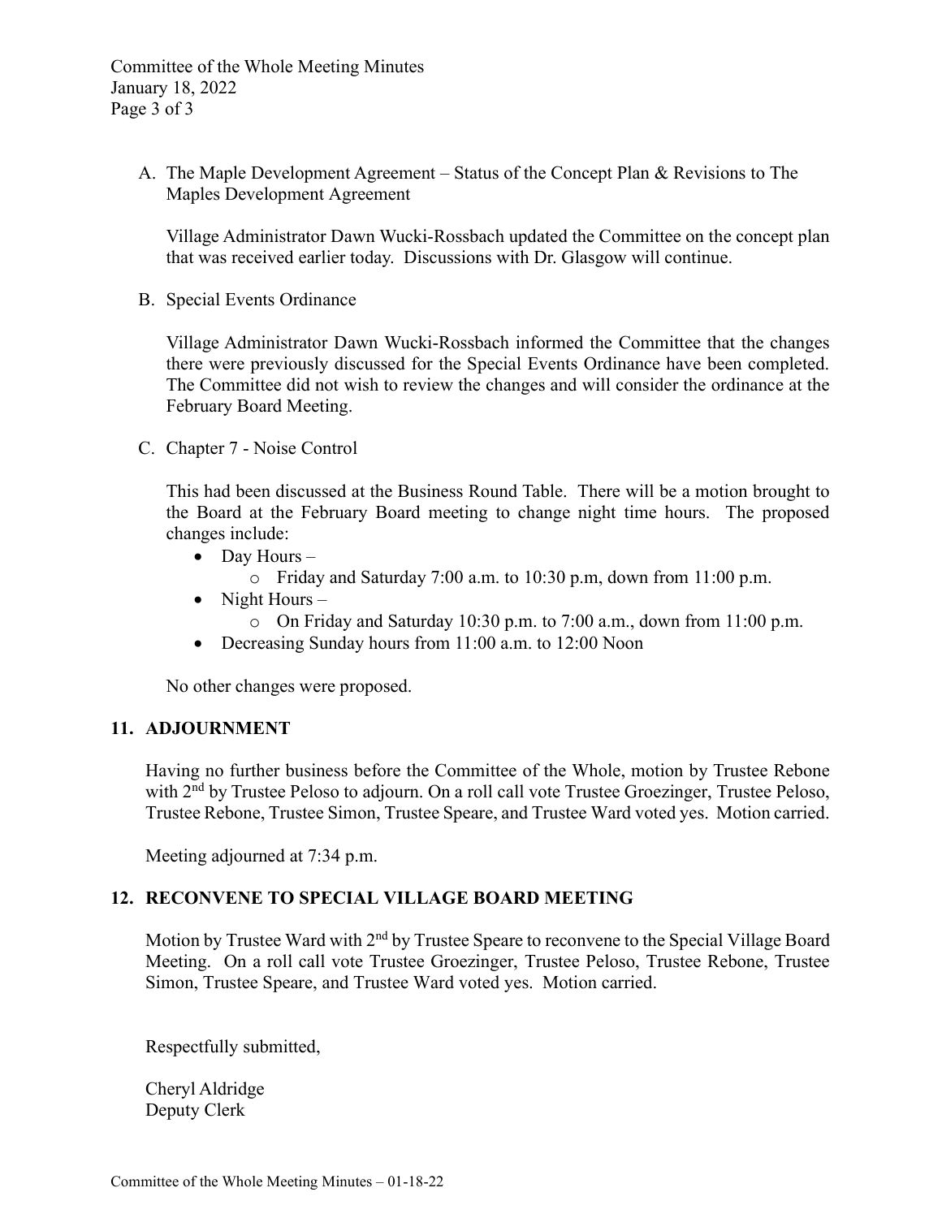A. The Maple Development Agreement – Status of the Concept Plan & Revisions to The Maples Development Agreement

   Village Administrator Dawn Wucki-Rossbach updated the Committee on the concept plan that was received earlier today. Discussions with Dr. Glasgow will continue.

B. Special Events Ordinance

   Village Administrator Dawn Wucki-Rossbach informed the Committee that the changes there were previously discussed for the Special Events Ordinance have been completed. The Committee did not wish to review the changes and will consider the ordinance at the February Board Meeting.

C. Chapter 7 - Noise Control

   This had been discussed at the Business Round Table. There will be a motion brought to the Board at the February Board meeting to change night time hours. The proposed changes include:

   - Day Hours –
     - Friday and Saturday 7:00 a.m. to 10:30 p.m, down from 11:00 p.m.
   - Night Hours –
     - On Friday and Saturday 10:30 p.m. to 7:00 a.m., down from 11:00 p.m.
   - Decreasing Sunday hours from 11:00 a.m. to 12:00 Noon

   No other changes were proposed.

## 11. ADJOURNMENT

Having no further business before the Committee of the Whole, motion by Trustee Rebone with 2nd by Trustee Peloso to adjourn. On a roll call vote Trustee Groezinger, Trustee Peloso, Trustee Rebone, Trustee Simon, Trustee Speare, and Trustee Ward voted yes. Motion carried.

Meeting adjourned at 7:34 p.m.

## 12. RECONVENE TO SPECIAL VILLAGE BOARD MEETING

Motion by Trustee Ward with 2nd by Trustee Speare to reconvene to the Special Village Board Meeting. On a roll call vote Trustee Groezinger, Trustee Peloso, Trustee Rebone, Trustee Simon, Trustee Speare, and Trustee Ward voted yes. Motion carried.

Respectfully submitted,

Cheryl Aldridge
Deputy Clerk